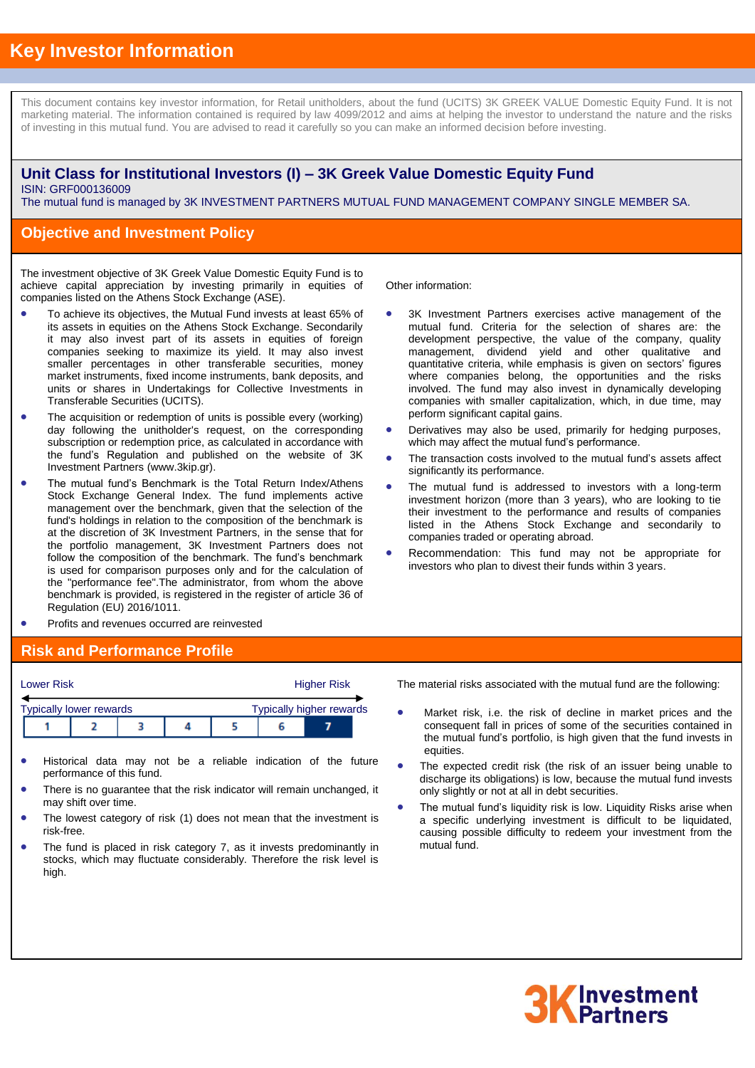# Key Investor Information

This document contains key investor information, for Retail unitholders, about the fund (UCITS) 3K GREEK VALUE Domestic Equity Fund. It is not marketing material. The information contained is required by law 4099/2012 and aims at helping the investor to understand the nature and the risks of investing in this mutual fund. You are advised to read it carefully so you can make an informed decision before investing.

## Unit Class for Institutional Investors (I) – 3K Greek Value Domestic Equity Fund

ISIN: GRF000136009

The mutual fund is managed by 3K INVESTMENT PARTNERS MUTUAL FUND MANAGEMENT COMPANY SINGLE MEMBER SA.

## Objective and Investment Policy

The investment objective of 3K Greek Value Domestic Equity Fund is to achieve capital appreciation by investing primarily in equities of companies listed on the Athens Stock Exchange (ASE).

- To achieve its objectives, the Mutual Fund invests at least 65% of its assets in equities on the Athens Stock Exchange. Secondarily it may also invest part of its assets in equities of foreign companies seeking to maximize its yield. It may also invest smaller percentages in other transferable securities, money market instruments, fixed income instruments, bank deposits, and units or shares in Undertakings for Collective Investments in Transferable Securities (UCITS).
- The acquisition or redemption of units is possible every (working) day following the unitholder's request, on the corresponding subscription or redemption price, as calculated in accordance with the fund's Regulation and published on the website of 3K Investment Partners (www.3kip.gr).
- The mutual fund's Benchmark is the Total Return Index/Athens Stock Exchange General Index. The fund implements active management over the benchmark, given that the selection of the fund's holdings in relation to the composition of the benchmark is at the discretion of 3K Investment Partners, in the sense that for the portfolio management, 3K Investment Partners does not follow the composition of the benchmark. The fund's benchmark is used for comparison purposes only and for the calculation of the "performance fee".The administrator, from whom the above benchmark is provided, is registered in the register of article 36 of Regulation (EU) 2016/1011.
- Profits and revenues occurred are reinvested

Other information:

- 3K Investment Partners exercises active management of the mutual fund. Criteria for the selection of shares are: the development perspective, the value of the company, quality management, dividend yield and other qualitative and quantitative criteria, while emphasis is given on sectors' figures where companies belong, the opportunities and the risks involved. The fund may also invest in dynamically developing companies with smaller capitalization, which, in due time, may perform significant capital gains.
- Derivatives may also be used, primarily for hedging purposes, which may affect the mutual fund's performance.
- The transaction costs involved to the mutual fund's assets affect significantly its performance.
- The mutual fund is addressed to investors with a long-term investment horizon (more than 3 years), who are looking to tie their investment to the performance and results of companies listed in the Athens Stock Exchange and secondarily to companies traded or operating abroad.
- Recommendation: This fund may not be appropriate for investors who plan to divest their funds within 3 years.

## Risk and Performance Profile

Lower Risk — Higher Risk

Typically lower rewards — Typically higher rewards

| 1 | 2 | 3 | 4 | 5 | 6 | **7** |
|---|---|---|---|---|---|---|

- Historical data may not be a reliable indication of the future performance of this fund.
- There is no guarantee that the risk indicator will remain unchanged, it may shift over time.
- The lowest category of risk (1) does not mean that the investment is risk-free.
- The fund is placed in risk category 7, as it invests predominantly in stocks, which may fluctuate considerably. Therefore the risk level is high.

The material risks associated with the mutual fund are the following:

- Market risk, i.e. the risk of decline in market prices and the consequent fall in prices of some of the securities contained in the mutual fund's portfolio, is high given that the fund invests in equities.
- The expected credit risk (the risk of an issuer being unable to discharge its obligations) is low, because the mutual fund invests only slightly or not at all in debt securities.
- The mutual fund's liquidity risk is low. Liquidity Risks arise when a specific underlying investment is difficult to be liquidated, causing possible difficulty to redeem your investment from the mutual fund.

3K Investment Partners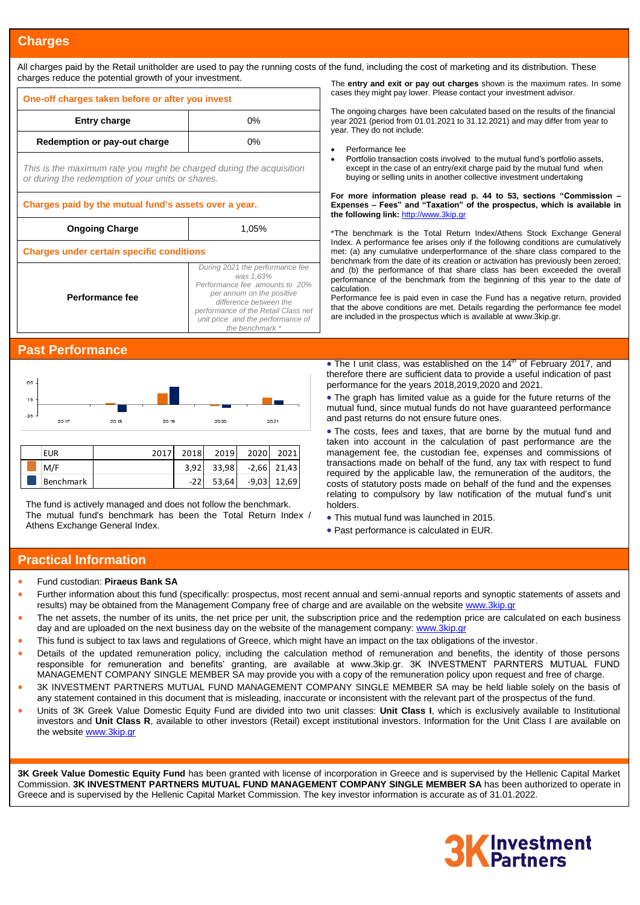## Charges

All charges paid by the Retail unitholder are used to pay the running costs of the fund, including the cost of marketing and its distribution. These charges reduce the potential growth of your investment.

| One-off charges taken before or after you invest | |
|---|---|
| **Entry charge** | 0% |
| **Redemption or pay-out charge** | 0% |
| *This is the maximum rate you might be charged during the acquisition or during the redemption of your units or shares.* | |
| **Charges paid by the mutual fund's assets over a year.** | |
| **Ongoing Charge** | 1,05% |
| **Charges under certain specific conditions** | |
| **Performance fee** | *During 2021 the performance fee was 1,63% Performance fee amounts to 20% per annum on the positive difference between the performance of the Retail Class net unit price and the performance of the benchmark \** |

The **entry and exit or pay out charges** shown is the maximum rates. In some cases they might pay lower. Please contact your investment advisor.

The ongoing charges have been calculated based on the results of the financial year 2021 (period from 01.01.2021 to 31.12.2021) and may differ from year to year. They do not include:

- Performance fee
- Portfolio transaction costs involved to the mutual fund's portfolio assets, except in the case of an entry/exit charge paid by the mutual fund when buying or selling units in another collective investment undertaking

**For more information please read p. 44 to 53, sections "Commission – Expenses – Fees" and "Taxation" of the prospectus, which is available in the following link:** http://www.3kip.gr

*The benchmark is the Total Return Index/Athens Stock Exchange General Index. A performance fee arises only if the following conditions are cumulatively met: (a) any cumulative underperformance of the share class compared to the benchmark from the date of its creation or activation has previously been zeroed; and (b) the performance of that share class has been exceeded the overall performance of the benchmark from the beginning of this year to the date of calculation.
Performance fee is paid even in case the Fund has a negative return, provided that the above conditions are met. Details regarding the performance fee model are included in the prospectus which is available at www.3kip.gr.

## Past Performance

65
15
-35
2017 2018 2019 2020 2021

| EUR | 2017 | 2018 | 2019 | 2020 | 2021 |
|---|---|---|---|---|---|
| M/F | | 3,92 | 33,98 | -2,66 | 21,43 |
| Benchmark | | -22 | 53,64 | -9,03 | 12,69 |

The fund is actively managed and does not follow the benchmark. The mutual fund's benchmark has been the Total Return Index / Athens Exchange General Index.

- The I unit class, was established on the 14th of February 2017, and therefore there are sufficient data to provide a useful indication of past performance for the years 2018,2019,2020 and 2021.
- The graph has limited value as a guide for the future returns of the mutual fund, since mutual funds do not have guaranteed performance and past returns do not ensure future ones.
- The costs, fees and taxes, that are borne by the mutual fund and taken into account in the calculation of past performance are the management fee, the custodian fee, expenses and commissions of transactions made on behalf of the fund, any tax with respect to fund required by the applicable law, the remuneration of the auditors, the costs of statutory posts made on behalf of the fund and the expenses relating to compulsory by law notification of the mutual fund's unit holders.
- This mutual fund was launched in 2015.
- Past performance is calculated in EUR.

## Practical Information

- Fund custodian: **Piraeus Bank SA**
- Further information about this fund (specifically: prospectus, most recent annual and semi-annual reports and synoptic statements of assets and results) may be obtained from the Management Company free of charge and are available on the website www.3kip.gr
- The net assets, the number of its units, the net price per unit, the subscription price and the redemption price are calculated on each business day and are uploaded on the next business day on the website of the management company: www.3kip.gr
- This fund is subject to tax laws and regulations of Greece, which might have an impact on the tax obligations of the investor.
- Details of the updated remuneration policy, including the calculation method of remuneration and benefits, the identity of those persons responsible for remuneration and benefits' granting, are available at www.3kip.gr. 3K INVESTMENT PARNTERS MUTUAL FUND MANAGEMENT COMPANY SINGLE MEMBER SA may provide you with a copy of the remuneration policy upon request and free of charge.
- 3K INVESTMENT PARTNERS MUTUAL FUND MANAGEMENT COMPANY SINGLE MEMBER SA may be held liable solely on the basis of any statement contained in this document that is misleading, inaccurate or inconsistent with the relevant part of the prospectus of the fund.
- Units of 3K Greek Value Domestic Equity Fund are divided into two unit classes: **Unit Class I**, which is exclusively available to Institutional investors and **Unit Class R**, available to other investors (Retail) except institutional investors. Information for the Unit Class I are available on the website www.3kip.gr

**3K Greek Value Domestic Equity Fund** has been granted with license of incorporation in Greece and is supervised by the Hellenic Capital Market Commission. **3K INVESTMENT PARTNERS MUTUAL FUND MANAGEMENT COMPANY SINGLE MEMBER SA** has been authorized to operate in Greece and is supervised by the Hellenic Capital Market Commission. The key investor information is accurate as of 31.01.2022.

3K Investment Partners